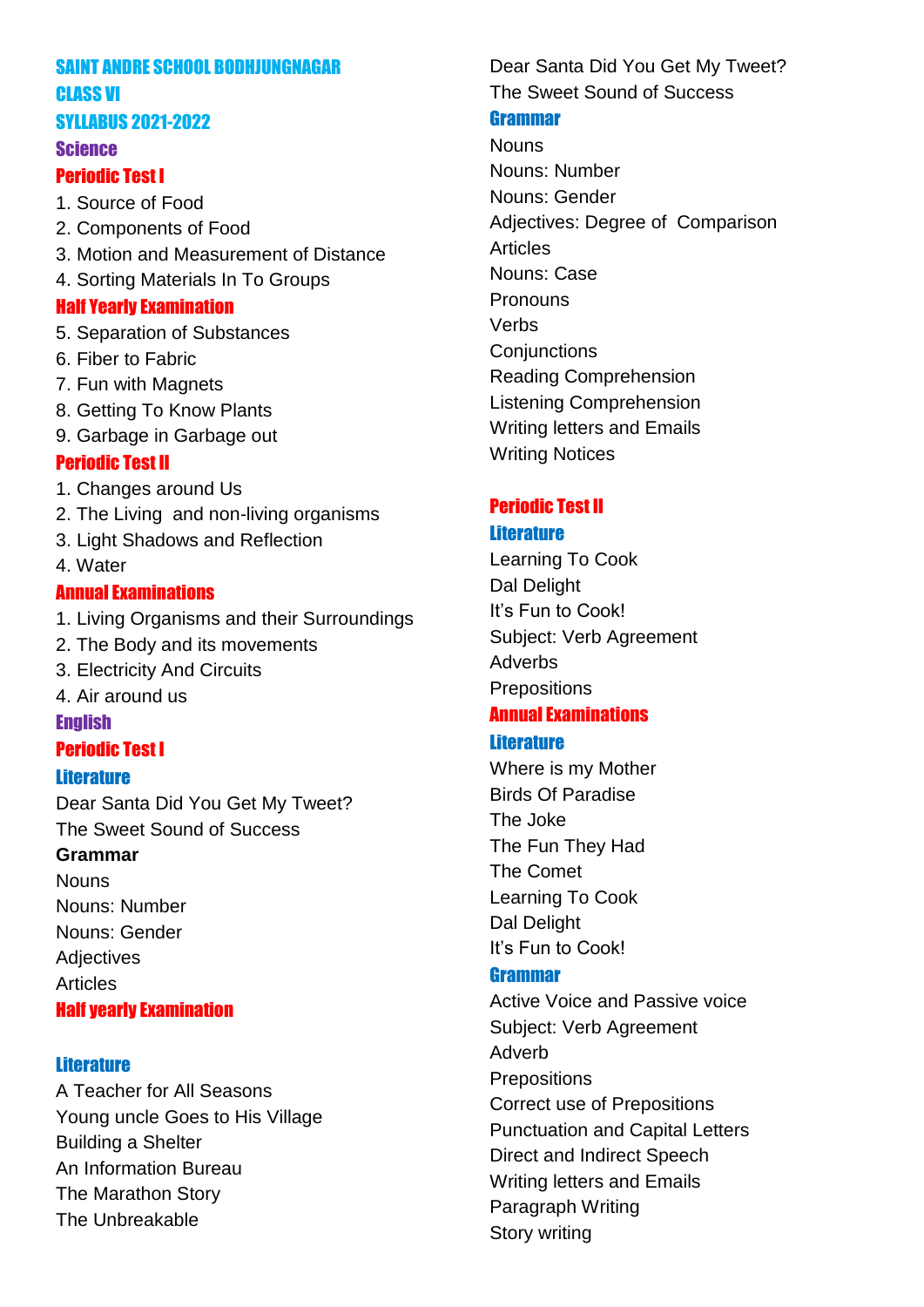# SAINT ANDRE SCHOOL BODHJUNGNAGAR

## CLASS VI

## SYLLABUS 2021-2022

## Science

### Periodic Test I

1. Source of Food
2. Components of Food
3. Motion and Measurement of Distance
4. Sorting Materials In To Groups

### Half Yearly Examination

5. Separation of Substances
6. Fiber to Fabric
7. Fun with Magnets
8. Getting To Know Plants
9. Garbage in Garbage out

### Periodic Test II

1. Changes around Us
2. The Living and non-living organisms
3. Light Shadows and Reflection
4. Water

### Annual Examinations

1. Living Organisms and their Surroundings
2. The Body and its movements
3. Electricity And Circuits
4. Air around us

## English

### Periodic Test I

#### Literature

Dear Santa Did You Get My Tweet?
The Sweet Sound of Success

**Grammar**

Nouns
Nouns: Number
Nouns: Gender
Adjectives
Articles

### Half yearly Examination

#### Literature

A Teacher for All Seasons
Young uncle Goes to His Village
Building a Shelter
An Information Bureau
The Marathon Story
The Unbreakable
Dear Santa Did You Get My Tweet?
The Sweet Sound of Success

#### Grammar

Nouns
Nouns: Number
Nouns: Gender
Adjectives: Degree of Comparison
Articles
Nouns: Case
Pronouns
Verbs
Conjunctions
Reading Comprehension
Listening Comprehension
Writing letters and Emails
Writing Notices

### Periodic Test II

#### Literature

Learning To Cook
Dal Delight
It's Fun to Cook!
Subject: Verb Agreement
Adverbs
Prepositions

### Annual Examinations

#### Literature

Where is my Mother
Birds Of Paradise
The Joke
The Fun They Had
The Comet
Learning To Cook
Dal Delight
It's Fun to Cook!

#### Grammar

Active Voice and Passive voice
Subject: Verb Agreement
Adverb
Prepositions
Correct use of Prepositions
Punctuation and Capital Letters
Direct and Indirect Speech
Writing letters and Emails
Paragraph Writing
Story writing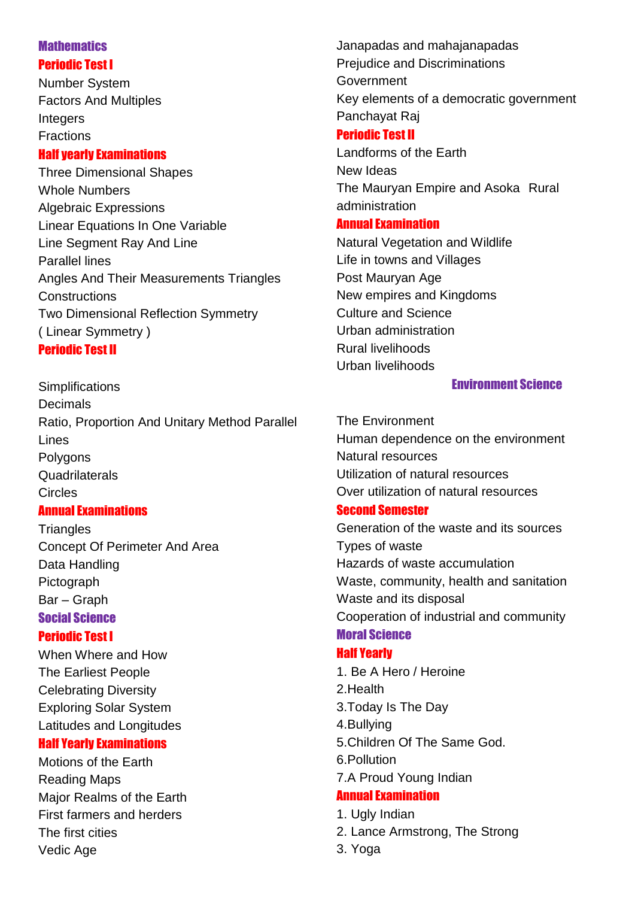## Mathematics

### Periodic Test I

Number System
Factors And Multiples
Integers
Fractions

### Half yearly Examinations

Three Dimensional Shapes
Whole Numbers
Algebraic Expressions
Linear Equations In One Variable
Line Segment Ray And Line
Parallel lines
Angles And Their Measurements Triangles
Constructions
Two Dimensional Reflection Symmetry
( Linear Symmetry )

### Periodic Test II

Simplifications
Decimals
Ratio, Proportion And Unitary Method Parallel Lines
Polygons
Quadrilaterals
Circles

### Annual Examinations

Triangles
Concept Of Perimeter And Area
Data Handling
Pictograph
Bar – Graph

## Social Science

### Periodic Test I

When Where and How
The Earliest People
Celebrating Diversity
Exploring Solar System
Latitudes and Longitudes

### Half Yearly Examinations

Motions of the Earth
Reading Maps
Major Realms of the Earth
First farmers and herders
The first cities
Vedic Age
Janapadas and mahajanapadas
Prejudice and Discriminations
Government
Key elements of a democratic government
Panchayat Raj

### Periodic Test II

Landforms of the Earth
New Ideas
The Mauryan Empire and Asoka Rural administration

### Annual Examination

Natural Vegetation and Wildlife
Life in towns and Villages
Post Mauryan Age
New empires and Kingdoms
Culture and Science
Urban administration
Rural livelihoods
Urban livelihoods

## Environment Science

The Environment
Human dependence on the environment
Natural resources
Utilization of natural resources
Over utilization of natural resources

### Second Semester

Generation of the waste and its sources
Types of waste
Hazards of waste accumulation
Waste, community, health and sanitation
Waste and its disposal
Cooperation of industrial and community

## Moral Science

### Half Yearly

1. Be A Hero / Heroine
2.Health
3.Today Is The Day
4.Bullying
5.Children Of The Same God.
6.Pollution
7.A Proud Young Indian

### Annual Examination

1. Ugly Indian
2. Lance Armstrong, The Strong
3. Yoga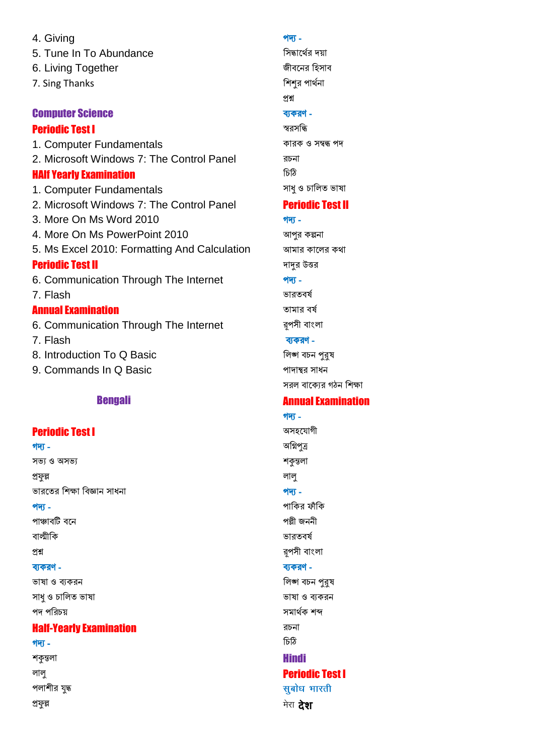4. Giving
5. Tune In To Abundance
6. Living Together
7. Sing Thanks

## Computer Science

### Periodic Test I

1. Computer Fundamentals
2. Microsoft Windows 7: The Control Panel

### HAlf Yearly Examination

1. Computer Fundamentals
2. Microsoft Windows 7: The Control Panel
3. More On Ms Word 2010
4. More On Ms PowerPoint 2010
5. Ms Excel 2010: Formatting And Calculation

### Periodic Test II

6. Communication Through The Internet
7. Flash

### Annual Examination

6. Communication Through The Internet
7. Flash
8. Introduction To Q Basic
9. Commands In Q Basic

## Bengali

### Periodic Test I

**গদ্য -**

সভ্য ও অসভ্য
প্রফুল্ল
ভারতের শিক্ষা বিজ্ঞান সাধনা

**পদ্য -**

পাঞ্চাবটি বনে
বাল্মীকি
প্রশ্ন

**ব্যকরণ -**

ভাষা ও ব্যকরন
সাধু ও চালিত ভাষা
পদ পরিচয়

### Half-Yearly Examination

**গদ্য -**

শকুন্তলা
লালু
পলাশীর যুদ্ধ
প্রফুল্ল

**পদ্য -**

সিদ্ধার্থের দয়া
জীবনের হিসাব
শিশুর পার্থনা
প্রশ্ন

**ব্যকরণ -**

স্বরসন্ধি
কারক ও সম্বন্ধ পদ
রচনা
চিঠি
সাধু ও চালিত ভাষা

### Periodic Test II

**গদ্য -**

আপুর কল্পনা
আমার কালের কথা
দাদুর উত্তর

**পদ্য -**

ভারতবর্ষ
তামার বর্ষ
রূপসী বাংলা

**ব্যকরণ -**

লিঙ্গ বচন পুরুষ
পাদান্বর সাধন
সরল বাক্যের গঠন শিক্ষা

### Annual Examination

**গদ্য -**

অসহযোগী
অগ্নিপুত্র
শকুন্তলা
লালু

**পদ্য -**

পাকির ফাঁকি
পল্লী জননী
ভারতবর্ষ
রূপসী বাংলা

**ব্যকরণ -**

লিঙ্গ বচন পুরুষ
ভাষা ও ব্যকরন
সমার্থক শব্দ
রচনা
চিঠি

## Hindi

### Periodic Test I

**सुबोध भारती**

मेरा **देश**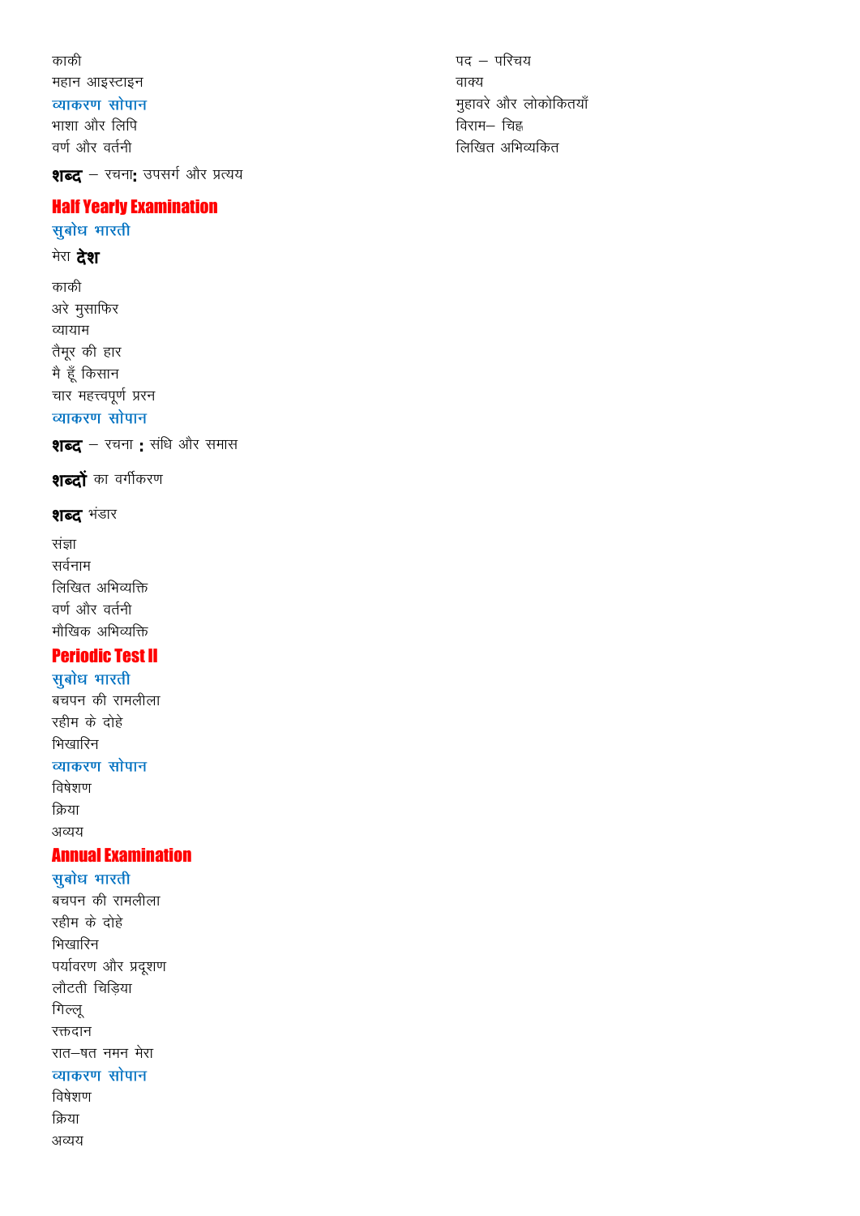काकी
महान आइस्टाइन

### व्याकरण सोपान

भाशा और लिपि
वर्ण और वर्तनी
**शब्द** – रचना**:** उपसर्ग और प्रत्यय
पद – परिचय
वाक्य
मुहावरे और लोकोकितयाँ
विराम– चिह्न
लिखित अभिव्यकित

## Half Yearly Examination

### सुबोध भारती

मेरा **देश**
काकी
अरे मुसाफिर
व्यायाम
तैमूर की हार
मै हूँ किसान
चार महत्त्वपूर्ण प्ररन

### व्याकरण सोपान

**शब्द** – रचना **:** संधि और समास
**शब्दों** का वर्गीकरण
**शब्द** भंडार
संज्ञा
सर्वनाम
लिखित अभिव्यक्ति
वर्ण और वर्तनी
मौखिक अभिव्यक्ति

## Periodic Test II

### सुबोध भारती

बचपन की रामलीला
रहीम के दोहे
भिखारिन

### व्याकरण सोपान

विषेशण
क्रिया
अव्यय

## Annual Examination

### सुबोध भारती

बचपन की रामलीला
रहीम के दोहे
भिखारिन
पर्यावरण और प्रदूशण
लौटती चिड़िया
गिल्लू
रक्तदान
रात–षत नमन मेरा

### व्याकरण सोपान

विषेशण
क्रिया
अव्यय